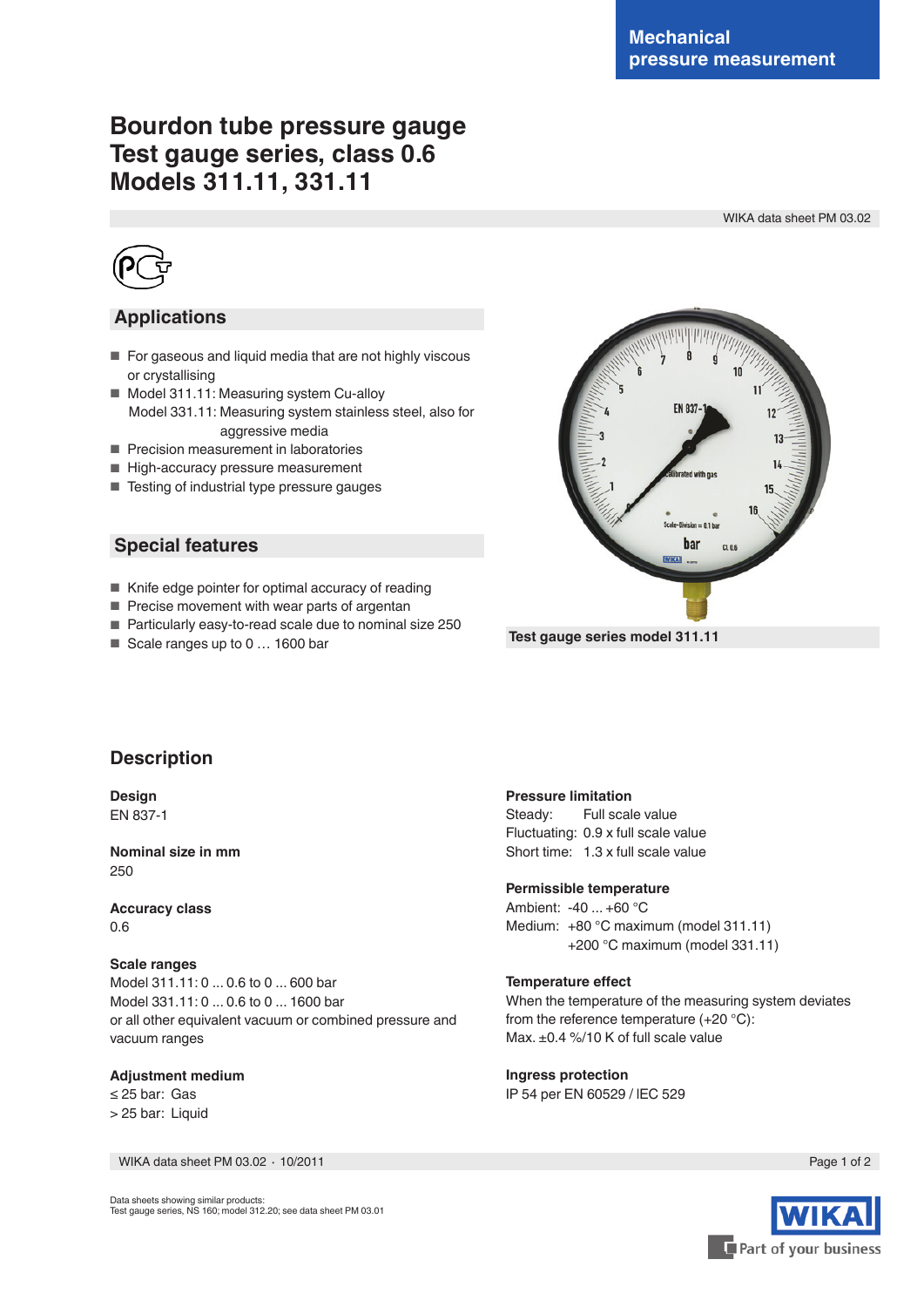Mechanical pressure measurement

# Bourdon tube pressure gauge
# Test gauge series, class 0.6
# Models 311.11, 331.11

WIKA data sheet PM 03.02

## Applications

- For gaseous and liquid media that are not highly viscous or crystallising
- Model 311.11: Measuring system Cu-alloy
  Model 331.11: Measuring system stainless steel, also for aggressive media
- Precision measurement in laboratories
- High-accuracy pressure measurement
- Testing of industrial type pressure gauges

## Special features

- Knife edge pointer for optimal accuracy of reading
- Precise movement with wear parts of argentan
- Particularly easy-to-read scale due to nominal size 250
- Scale ranges up to 0 … 1600 bar

Test gauge series model 311.11

## Description

**Design**
EN 837-1

**Nominal size in mm**
250

**Accuracy class**
0.6

**Scale ranges**
Model 311.11: 0 ... 0.6 to 0 ... 600 bar
Model 331.11: 0 ... 0.6 to 0 ... 1600 bar
or all other equivalent vacuum or combined pressure and vacuum ranges

**Adjustment medium**
≤ 25 bar: Gas
> 25 bar: Liquid

**Pressure limitation**
Steady: Full scale value
Fluctuating: 0.9 x full scale value
Short time: 1.3 x full scale value

**Permissible temperature**
Ambient: -40 ... +60 °C
Medium: +80 °C maximum (model 311.11)
+200 °C maximum (model 331.11)

**Temperature effect**
When the temperature of the measuring system deviates from the reference temperature (+20 °C):
Max. ±0.4 %/10 K of full scale value

**Ingress protection**
IP 54 per EN 60529 / IEC 529

Data sheets showing similar products:
Test gauge series, NS 160; model 312.20; see data sheet PM 03.01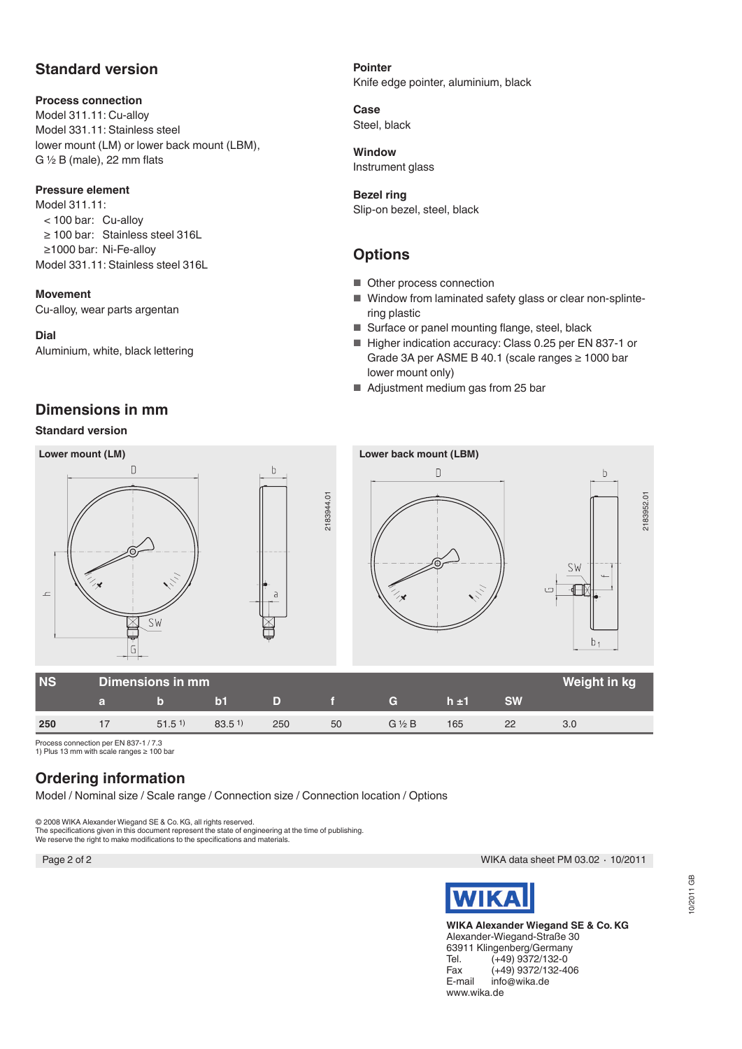## Standard version

### Process connection

Model 311.11: Cu-alloy
Model 331.11: Stainless steel
lower mount (LM) or lower back mount (LBM),
G ½ B (male), 22 mm flats

### Pressure element

Model 311.11:
< 100 bar: Cu-alloy
≥ 100 bar: Stainless steel 316L
≥1000 bar: Ni-Fe-alloy
Model 331.11: Stainless steel 316L

### Movement

Cu-alloy, wear parts argentan

### Dial

Aluminium, white, black lettering

### Pointer

Knife edge pointer, aluminium, black

### Case

Steel, black

### Window

Instrument glass

### Bezel ring

Slip-on bezel, steel, black

## Options

- Other process connection
- Window from laminated safety glass or clear non-splintering plastic
- Surface or panel mounting flange, steel, black
- Higher indication accuracy: Class 0.25 per EN 837-1 or Grade 3A per ASME B 40.1 (scale ranges ≥ 1000 bar lower mount only)
- Adjustment medium gas from 25 bar

## Dimensions in mm

### Standard version

Lower mount (LM)

D
b
h
a
SW
G
2183944.01

Lower back mount (LBM)

D
b
SW
f
G
b1
2183952.01

| NS | Dimensions in mm | | | | | | | | Weight in kg |
|---|---|---|---|---|---|---|---|---|---|
| | a | b | b1 | D | f | G | h ±1 | SW | |
| 250 | 17 | 51.5 [1] | 83.5 [1] | 250 | 50 | G ½ B | 165 | 22 | 3.0 |

Process connection per EN 837-1 / 7.3
1) Plus 13 mm with scale ranges ≥ 100 bar

## Ordering information

Model / Nominal size / Scale range / Connection size / Connection location / Options

© 2008 WIKA Alexander Wiegand SE & Co. KG, all rights reserved.
The specifications given in this document represent the state of engineering at the time of publishing.
We reserve the right to make modifications to the specifications and materials.

WIKA data sheet PM 03.02 · 10/2011

WIKA

**WIKA Alexander Wiegand SE & Co. KG**
Alexander-Wiegand-Straße 30
63911 Klingenberg/Germany
Tel. (+49) 9372/132-0
Fax (+49) 9372/132-406
E-mail info@wika.de
www.wika.de

10/2011 GB